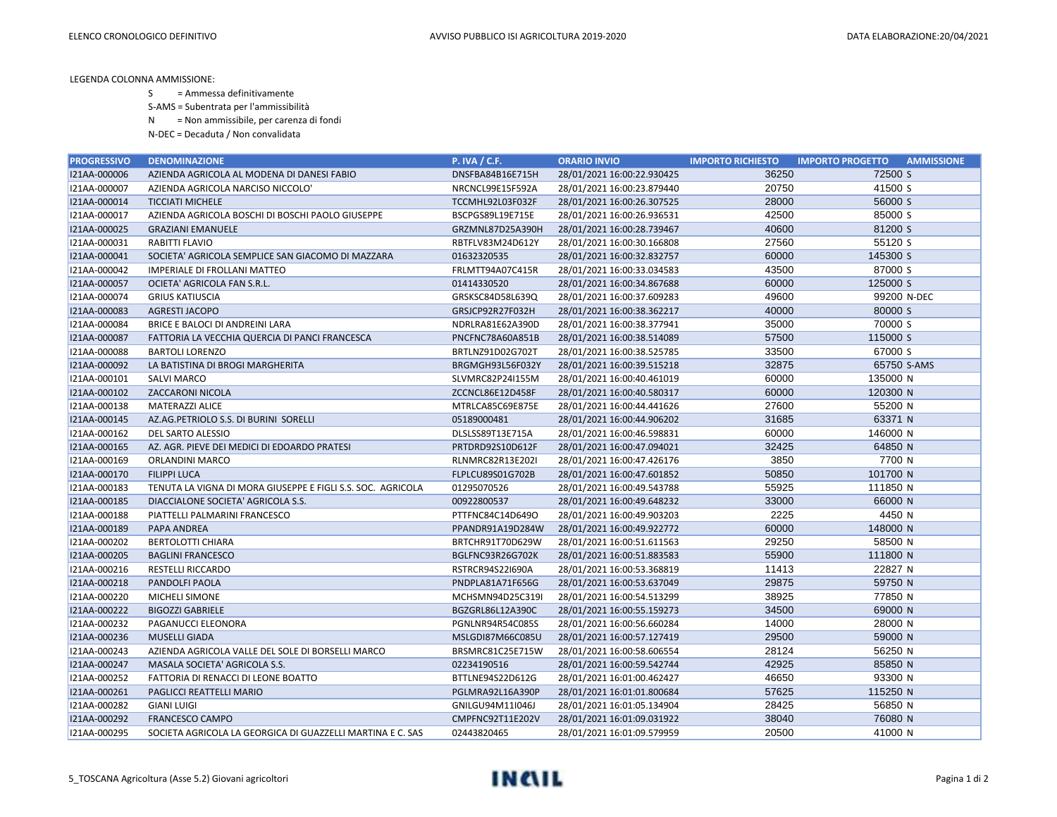ELENCO CRONOLOGICO DEFINITIVO

AVVISO PUBBLICO ISI AGRICOLTURA 2019-2020

DATA ELABORAZIONE:20/04/2021

LEGENDA COLONNA AMMISSIONE:

- S = Ammessa definitivamente
- S-AMS = Subentrata per l'ammissibilità
- N = Non ammissibile, per carenza di fondi
- N-DEC = Decaduta / Non convalidata

| PROGRESSIVO | DENOMINAZIONE | P. IVA / C.F. | ORARIO INVIO | IMPORTO RICHIESTO | IMPORTO PROGETTO | AMMISSIONE |
|---|---|---|---|---|---|---|
| I21AA-000006 | AZIENDA AGRICOLA AL MODENA DI DANESI FABIO | DNSFBA84B16E715H | 28/01/2021 16:00:22.930425 | 36250 | 72500 | S |
| I21AA-000007 | AZIENDA AGRICOLA NARCISO NICCOLO' | NRCNCL99E15F592A | 28/01/2021 16:00:23.879440 | 20750 | 41500 | S |
| I21AA-000014 | TICCIATI MICHELE | TCCMHL92L03F032F | 28/01/2021 16:00:26.307525 | 28000 | 56000 | S |
| I21AA-000017 | AZIENDA AGRICOLA BOSCHI DI BOSCHI PAOLO GIUSEPPE | BSCPGS89L19E715E | 28/01/2021 16:00:26.936531 | 42500 | 85000 | S |
| I21AA-000025 | GRAZIANI EMANUELE | GRZMNL87D25A390H | 28/01/2021 16:00:28.739467 | 40600 | 81200 | S |
| I21AA-000031 | RABITTI FLAVIO | RBTFLV83M24D612Y | 28/01/2021 16:00:30.166808 | 27560 | 55120 | S |
| I21AA-000041 | SOCIETA' AGRICOLA SEMPLICE SAN GIACOMO DI MAZZARA | 01632320535 | 28/01/2021 16:00:32.832757 | 60000 | 145300 | S |
| I21AA-000042 | IMPERIALE DI FROLLANI MATTEO | FRLMTT94A07C415R | 28/01/2021 16:00:33.034583 | 43500 | 87000 | S |
| I21AA-000057 | OCIETA' AGRICOLA FAN S.R.L. | 01414330520 | 28/01/2021 16:00:34.867688 | 60000 | 125000 | S |
| I21AA-000074 | GRIUS KATIUSCIA | GRSKSC84D58L639Q | 28/01/2021 16:00:37.609283 | 49600 | 99200 | N-DEC |
| I21AA-000083 | AGRESTI JACOPO | GRSJCP92R27F032H | 28/01/2021 16:00:38.362217 | 40000 | 80000 | S |
| I21AA-000084 | BRICE E BALOCI DI ANDREINI LARA | NDRLRA81E62A390D | 28/01/2021 16:00:38.377941 | 35000 | 70000 | S |
| I21AA-000087 | FATTORIA LA VECCHIA QUERCIA DI PANCI FRANCESCA | PNCFNC78A60A851B | 28/01/2021 16:00:38.514089 | 57500 | 115000 | S |
| I21AA-000088 | BARTOLI LORENZO | BRTLNZ91D02G702T | 28/01/2021 16:00:38.525785 | 33500 | 67000 | S |
| I21AA-000092 | LA BATISTINA DI BROGI MARGHERITA | BRGMGH93L56F032Y | 28/01/2021 16:00:39.515218 | 32875 | 65750 | S-AMS |
| I21AA-000101 | SALVI MARCO | SLVMRC82P24I155M | 28/01/2021 16:00:40.461019 | 60000 | 135000 | N |
| I21AA-000102 | ZACCARONI NICOLA | ZCCNCL86E12D458F | 28/01/2021 16:00:40.580317 | 60000 | 120300 | N |
| I21AA-000138 | MATERAZZI ALICE | MTRLCA85C69E875E | 28/01/2021 16:00:44.441626 | 27600 | 55200 | N |
| I21AA-000145 | AZ.AG.PETRIOLO S.S. DI BURINI SORELLI | 05189000481 | 28/01/2021 16:00:44.906202 | 31685 | 63371 | N |
| I21AA-000162 | DEL SARTO ALESSIO | DLSLSS89T13E715A | 28/01/2021 16:00:46.598831 | 60000 | 146000 | N |
| I21AA-000165 | AZ. AGR. PIEVE DEI MEDICI DI EDOARDO PRATESI | PRTDRD92S10D612F | 28/01/2021 16:00:47.094021 | 32425 | 64850 | N |
| I21AA-000169 | ORLANDINI MARCO | RLNMRC82R13E202I | 28/01/2021 16:00:47.426176 | 3850 | 7700 | N |
| I21AA-000170 | FILIPPI LUCA | FLPLCU89S01G702B | 28/01/2021 16:00:47.601852 | 50850 | 101700 | N |
| I21AA-000183 | TENUTA LA VIGNA DI MORA GIUSEPPE E FIGLI S.S. SOC. AGRICOLA | 01295070526 | 28/01/2021 16:00:49.543788 | 55925 | 111850 | N |
| I21AA-000185 | DIACCIALONE SOCIETA' AGRICOLA S.S. | 00922800537 | 28/01/2021 16:00:49.648232 | 33000 | 66000 | N |
| I21AA-000188 | PIATTELLI PALMARINI FRANCESCO | PTTFNC84C14D649O | 28/01/2021 16:00:49.903203 | 2225 | 4450 | N |
| I21AA-000189 | PAPA ANDREA | PPANDR91A19D284W | 28/01/2021 16:00:49.922772 | 60000 | 148000 | N |
| I21AA-000202 | BERTOLOTTI CHIARA | BRTCHR91T70D629W | 28/01/2021 16:00:51.611563 | 29250 | 58500 | N |
| I21AA-000205 | BAGLINI FRANCESCO | BGLFNC93R26G702K | 28/01/2021 16:00:51.883583 | 55900 | 111800 | N |
| I21AA-000216 | RESTELLI RICCARDO | RSTRCR94S22I690A | 28/01/2021 16:00:53.368819 | 11413 | 22827 | N |
| I21AA-000218 | PANDOLFI PAOLA | PNDPLA81A71F656G | 28/01/2021 16:00:53.637049 | 29875 | 59750 | N |
| I21AA-000220 | MICHELI SIMONE | MCHSMN94D25C319I | 28/01/2021 16:00:54.513299 | 38925 | 77850 | N |
| I21AA-000222 | BIGOZZI GABRIELE | BGZGRL86L12A390C | 28/01/2021 16:00:55.159273 | 34500 | 69000 | N |
| I21AA-000232 | PAGANUCCI ELEONORA | PGNLNR94R54C085S | 28/01/2021 16:00:56.660284 | 14000 | 28000 | N |
| I21AA-000236 | MUSELLI GIADA | MSLGDI87M66C085U | 28/01/2021 16:00:57.127419 | 29500 | 59000 | N |
| I21AA-000243 | AZIENDA AGRICOLA VALLE DEL SOLE DI BORSELLI MARCO | BRSMRC81C25E715W | 28/01/2021 16:00:58.606554 | 28124 | 56250 | N |
| I21AA-000247 | MASALA SOCIETA' AGRICOLA S.S. | 02234190516 | 28/01/2021 16:00:59.542744 | 42925 | 85850 | N |
| I21AA-000252 | FATTORIA DI RENACCI DI LEONE BOATTO | BTTLNE94S22D612G | 28/01/2021 16:01:00.462427 | 46650 | 93300 | N |
| I21AA-000261 | PAGLICCI REATTELLI MARIO | PGLMRA92L16A390P | 28/01/2021 16:01:01.800684 | 57625 | 115250 | N |
| I21AA-000282 | GIANI LUIGI | GNILGU94M11I046J | 28/01/2021 16:01:05.134904 | 28425 | 56850 | N |
| I21AA-000292 | FRANCESCO CAMPO | CMPFNC92T11E202V | 28/01/2021 16:01:09.031922 | 38040 | 76080 | N |
| I21AA-000295 | SOCIETA AGRICOLA LA GEORGICA DI GUAZZELLI MARTINA E C. SAS | 02443820465 | 28/01/2021 16:01:09.579959 | 20500 | 41000 | N |

5_TOSCANA Agricoltura (Asse 5.2) Giovani agricoltori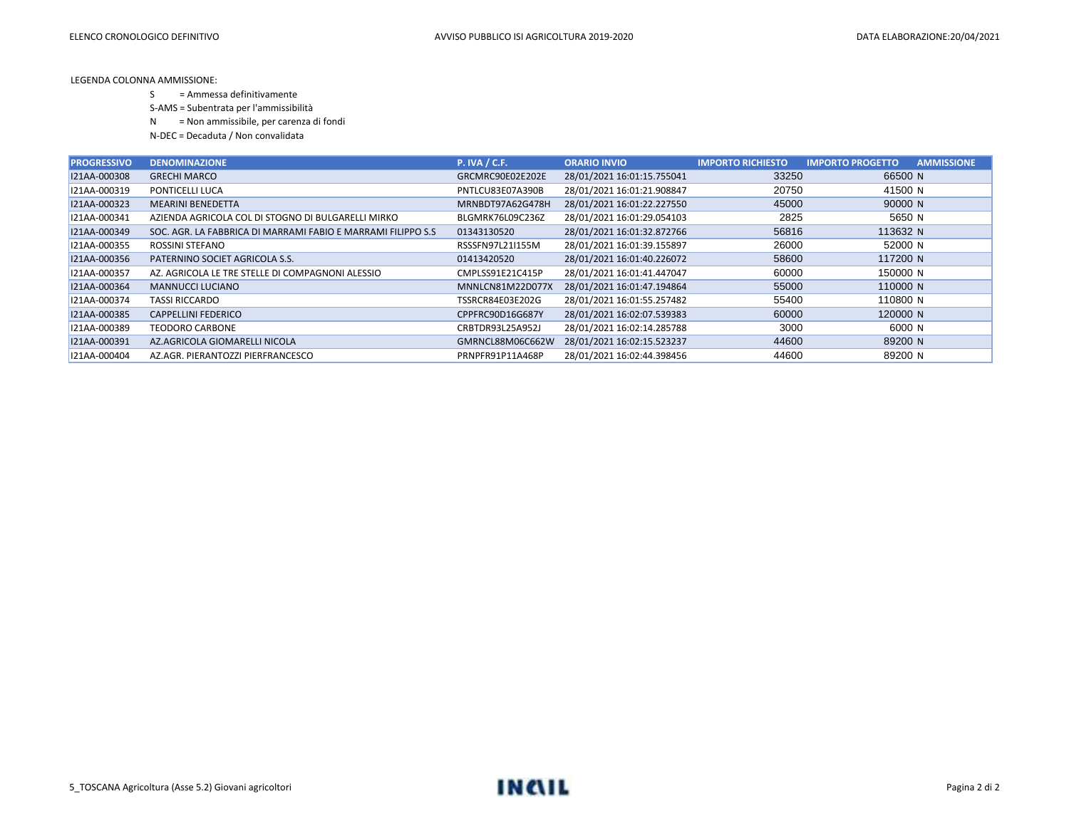LEGENDA COLONNA AMMISSIONE:

- S = Ammessa definitivamente
- S-AMS = Subentrata per l'ammissibilità
- N = Non ammissibile, per carenza di fondi
- N-DEC = Decaduta / Non convalidata

| PROGRESSIVO | DENOMINAZIONE | P. IVA / C.F. | ORARIO INVIO | IMPORTO RICHIESTO | IMPORTO PROGETTO | AMMISSIONE |
|---|---|---|---|---|---|---|
| I21AA-000308 | GRECHI MARCO | GRCMRC90E02E202E | 28/01/2021 16:01:15.755041 | 33250 | 66500 | N |
| I21AA-000319 | PONTICELLI LUCA | PNTLCU83E07A390B | 28/01/2021 16:01:21.908847 | 20750 | 41500 | N |
| I21AA-000323 | MEARINI BENEDETTA | MRNBDT97A62G478H | 28/01/2021 16:01:22.227550 | 45000 | 90000 | N |
| I21AA-000341 | AZIENDA AGRICOLA COL DI STOGNO DI BULGARELLI MIRKO | BLGMRK76L09C236Z | 28/01/2021 16:01:29.054103 | 2825 | 5650 | N |
| I21AA-000349 | SOC. AGR. LA FABBRICA DI MARRAMI FABIO E MARRAMI FILIPPO S.S | 01343130520 | 28/01/2021 16:01:32.872766 | 56816 | 113632 | N |
| I21AA-000355 | ROSSINI STEFANO | RSSSFN97L21I155M | 28/01/2021 16:01:39.155897 | 26000 | 52000 | N |
| I21AA-000356 | PATERNINO SOCIET AGRICOLA S.S. | 01413420520 | 28/01/2021 16:01:40.226072 | 58600 | 117200 | N |
| I21AA-000357 | AZ. AGRICOLA LE TRE STELLE DI COMPAGNONI ALESSIO | CMPLSS91E21C415P | 28/01/2021 16:01:41.447047 | 60000 | 150000 | N |
| I21AA-000364 | MANNUCCI LUCIANO | MNNLCN81M22D077X | 28/01/2021 16:01:47.194864 | 55000 | 110000 | N |
| I21AA-000374 | TASSI RICCARDO | TSSRCR84E03E202G | 28/01/2021 16:01:55.257482 | 55400 | 110800 | N |
| I21AA-000385 | CAPPELLINI FEDERICO | CPPFRC90D16G687Y | 28/01/2021 16:02:07.539383 | 60000 | 120000 | N |
| I21AA-000389 | TEODORO CARBONE | CRBTDR93L25A952J | 28/01/2021 16:02:14.285788 | 3000 | 6000 | N |
| I21AA-000391 | AZ.AGRICOLA GIOMARELLI NICOLA | GMRNCL88M06C662W | 28/01/2021 16:02:15.523237 | 44600 | 89200 | N |
| I21AA-000404 | AZ.AGR. PIERANTOZZI PIERFRANCESCO | PRNPFR91P11A468P | 28/01/2021 16:02:44.398456 | 44600 | 89200 | N |